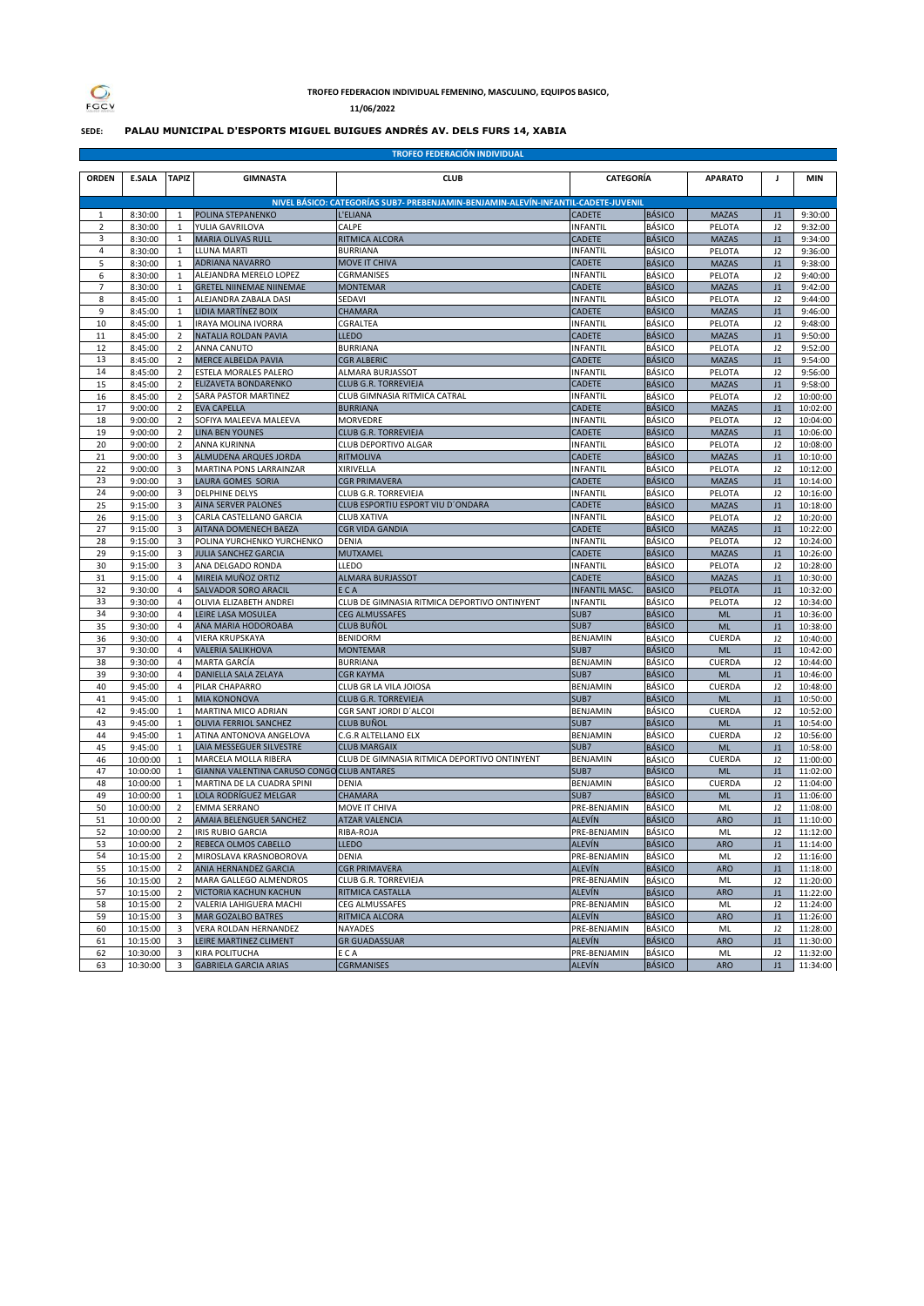FGCV

**TROFEO FEDERACION INDIVIDUAL FEMENINO, MASCULINO, EQUIPOS BASICO,**

**11/06/2022**

**SEDE: PALAU MUNICIPAL D'ESPORTS MIGUEL BUIGUES ANDRÉS AV. DELS FURS 14, XABIA**

**TROFEO FEDERACIÓN INDIVIDUAL**

| ORDEN | E.SALA | TAPIZ | GIMNASTA | CLUB | CATEGORÍA | | APARATO | J | MIN |
|---|---|---|---|---|---|---|---|---|---|
| **NIVEL BÁSICO: CATEGORÍAS SUB7- PREBENJAMIN-BENJAMIN-ALEVÍN-INFANTIL-CADETE-JUVENIL** | | | | | | | | | |
| 1 | 8:30:00 | 1 | POLINA STEPANENKO | L'ELIANA | CADETE | BÁSICO | MAZAS | J1 | 9:30:00 |
| 2 | 8:30:00 | 1 | YULIA GAVRILOVA | CALPE | INFANTIL | BÁSICO | PELOTA | J2 | 9:32:00 |
| 3 | 8:30:00 | 1 | MARIA OLIVAS RULL | RITMICA ALCORA | CADETE | BÁSICO | MAZAS | J1 | 9:34:00 |
| 4 | 8:30:00 | 1 | LLUNA MARTI | BURRIANA | INFANTIL | BÁSICO | PELOTA | J2 | 9:36:00 |
| 5 | 8:30:00 | 1 | ADRIANA NAVARRO | MOVE IT CHIVA | CADETE | BÁSICO | MAZAS | J1 | 9:38:00 |
| 6 | 8:30:00 | 1 | ALEJANDRA MERELO LOPEZ | CGRMANISES | INFANTIL | BÁSICO | PELOTA | J2 | 9:40:00 |
| 7 | 8:30:00 | 1 | GRETEL NIINEMAE NIINEMAE | MONTEMAR | CADETE | BÁSICO | MAZAS | J1 | 9:42:00 |
| 8 | 8:45:00 | 1 | ALEJANDRA ZABALA DASI | SEDAVI | INFANTIL | BÁSICO | PELOTA | J2 | 9:44:00 |
| 9 | 8:45:00 | 1 | LIDIA MARTÍNEZ BOIX | CHAMARA | CADETE | BÁSICO | MAZAS | J1 | 9:46:00 |
| 10 | 8:45:00 | 1 | IRAYA MOLINA IVORRA | CGRALTEA | INFANTIL | BÁSICO | PELOTA | J2 | 9:48:00 |
| 11 | 8:45:00 | 2 | NATALIA ROLDAN PAVIA | LLEDO | CADETE | BÁSICO | MAZAS | J1 | 9:50:00 |
| 12 | 8:45:00 | 2 | ANNA CANUTO | BURRIANA | INFANTIL | BÁSICO | PELOTA | J2 | 9:52:00 |
| 13 | 8:45:00 | 2 | MERCE ALBELDA PAVIA | CGR ALBERIC | CADETE | BÁSICO | MAZAS | J1 | 9:54:00 |
| 14 | 8:45:00 | 2 | ESTELA MORALES PALERO | ALMARA BURJASSOT | INFANTIL | BÁSICO | PELOTA | J2 | 9:56:00 |
| 15 | 8:45:00 | 2 | ELIZAVETA BONDARENKO | CLUB G.R. TORREVIEJA | CADETE | BÁSICO | MAZAS | J1 | 9:58:00 |
| 16 | 8:45:00 | 2 | SARA PASTOR MARTINEZ | CLUB GIMNASIA RITMICA CATRAL | INFANTIL | BÁSICO | PELOTA | J2 | 10:00:00 |
| 17 | 9:00:00 | 2 | EVA CAPELLA | BURRIANA | CADETE | BÁSICO | MAZAS | J1 | 10:02:00 |
| 18 | 9:00:00 | 2 | SOFIYA MALEEVA MALEEVA | MORVEDRE | INFANTIL | BÁSICO | PELOTA | J2 | 10:04:00 |
| 19 | 9:00:00 | 2 | LINA BEN YOUNES | CLUB G.R. TORREVIEJA | CADETE | BÁSICO | MAZAS | J1 | 10:06:00 |
| 20 | 9:00:00 | 2 | ANNA KURINNA | CLUB DEPORTIVO ALGAR | INFANTIL | BÁSICO | PELOTA | J2 | 10:08:00 |
| 21 | 9:00:00 | 3 | ALMUDENA ARQUES JORDA | RITMOLIVA | CADETE | BÁSICO | MAZAS | J1 | 10:10:00 |
| 22 | 9:00:00 | 3 | MARTINA PONS LARRAINZAR | XIRIVELLA | INFANTIL | BÁSICO | PELOTA | J2 | 10:12:00 |
| 23 | 9:00:00 | 3 | LAURA GOMES SORIA | CGR PRIMAVERA | CADETE | BÁSICO | MAZAS | J1 | 10:14:00 |
| 24 | 9:00:00 | 3 | DELPHINE DELYS | CLUB G.R. TORREVIEJA | INFANTIL | BÁSICO | PELOTA | J2 | 10:16:00 |
| 25 | 9:15:00 | 3 | AINA SERVER PALONES | CLUB ESPORTIU ESPORT VIU D´ONDARA | CADETE | BÁSICO | MAZAS | J1 | 10:18:00 |
| 26 | 9:15:00 | 3 | CARLA CASTELLANO GARCIA | CLUB XATIVA | INFANTIL | BÁSICO | PELOTA | J2 | 10:20:00 |
| 27 | 9:15:00 | 3 | AITANA DOMENECH BAEZA | CGR VIDA GANDIA | CADETE | BÁSICO | MAZAS | J1 | 10:22:00 |
| 28 | 9:15:00 | 3 | POLINA YURCHENKO YURCHENKO | DENIA | INFANTIL | BÁSICO | PELOTA | J2 | 10:24:00 |
| 29 | 9:15:00 | 3 | JULIA SANCHEZ GARCIA | MUTXAMEL | CADETE | BÁSICO | MAZAS | J1 | 10:26:00 |
| 30 | 9:15:00 | 3 | ANA DELGADO RONDA | LLEDO | INFANTIL | BÁSICO | PELOTA | J2 | 10:28:00 |
| 31 | 9:15:00 | 4 | MIREIA MUÑOZ ORTIZ | ALMARA BURJASSOT | CADETE | BÁSICO | MAZAS | J1 | 10:30:00 |
| 32 | 9:30:00 | 4 | SALVADOR SORO ARACIL | E C A | INFANTIL MASC. | BASICO | PELOTA | J1 | 10:32:00 |
| 33 | 9:30:00 | 4 | OLIVIA ELIZABETH ANDREI | CLUB DE GIMNASIA RITMICA DEPORTIVO ONTINYENT | INFANTIL | BÁSICO | PELOTA | J2 | 10:34:00 |
| 34 | 9:30:00 | 4 | LEIRE LASA MOSULEA | CEG ALMUSSAFES | SUB7 | BÁSICO | ML | J1 | 10:36:00 |
| 35 | 9:30:00 | 4 | ANA MARIA HODOROABA | CLUB BUÑOL | SUB7 | BÁSICO | ML | J1 | 10:38:00 |
| 36 | 9:30:00 | 4 | VIERA KRUPSKAYA | BENIDORM | BENJAMIN | BÁSICO | CUERDA | J2 | 10:40:00 |
| 37 | 9:30:00 | 4 | VALERIA SALIKHOVA | MONTEMAR | SUB7 | BÁSICO | ML | J1 | 10:42:00 |
| 38 | 9:30:00 | 4 | MARTA GARCÍA | BURRIANA | BENJAMIN | BÁSICO | CUERDA | J2 | 10:44:00 |
| 39 | 9:30:00 | 4 | DANIELLA SALA ZELAYA | CGR KAYMA | SUB7 | BÁSICO | ML | J1 | 10:46:00 |
| 40 | 9:45:00 | 4 | PILAR CHAPARRO | CLUB GR LA VILA JOIOSA | BENJAMIN | BÁSICO | CUERDA | J2 | 10:48:00 |
| 41 | 9:45:00 | 1 | MIA KONONOVA | CLUB G.R. TORREVIEJA | SUB7 | BÁSICO | ML | J1 | 10:50:00 |
| 42 | 9:45:00 | 1 | MARTINA MICO ADRIAN | CGR SANT JORDI D´ALCOI | BENJAMIN | BÁSICO | CUERDA | J2 | 10:52:00 |
| 43 | 9:45:00 | 1 | OLIVIA FERRIOL SANCHEZ | CLUB BUÑOL | SUB7 | BÁSICO | ML | J1 | 10:54:00 |
| 44 | 9:45:00 | 1 | ATINA ANTONOVA ANGELOVA | C.G.R ALTELLANO ELX | BENJAMIN | BÁSICO | CUERDA | J2 | 10:56:00 |
| 45 | 9:45:00 | 1 | LAIA MESSEGUER SILVESTRE | CLUB MARGAIX | SUB7 | BÁSICO | ML | J1 | 10:58:00 |
| 46 | 10:00:00 | 1 | MARCELA MOLLA RIBERA | CLUB DE GIMNASIA RITMICA DEPORTIVO ONTINYENT | BENJAMIN | BÁSICO | CUERDA | J2 | 11:00:00 |
| 47 | 10:00:00 | 1 | GIANNA VALENTINA CARUSO CONGO | CLUB ANTARES | SUB7 | BÁSICO | ML | J1 | 11:02:00 |
| 48 | 10:00:00 | 1 | MARTINA DE LA CUADRA SPINI | DENIA | BENJAMIN | BÁSICO | CUERDA | J2 | 11:04:00 |
| 49 | 10:00:00 | 1 | LOLA RODRÍGUEZ MELGAR | CHAMARA | SUB7 | BÁSICO | ML | J1 | 11:06:00 |
| 50 | 10:00:00 | 2 | EMMA SERRANO | MOVE IT CHIVA | PRE-BENJAMIN | BÁSICO | ML | J2 | 11:08:00 |
| 51 | 10:00:00 | 2 | AMAIA BELENGUER SANCHEZ | ATZAR VALENCIA | ALEVÍN | BÁSICO | ARO | J1 | 11:10:00 |
| 52 | 10:00:00 | 2 | IRIS RUBIO GARCIA | RIBA-ROJA | PRE-BENJAMIN | BÁSICO | ML | J2 | 11:12:00 |
| 53 | 10:00:00 | 2 | REBECA OLMOS CABELLO | LLEDO | ALEVÍN | BÁSICO | ARO | J1 | 11:14:00 |
| 54 | 10:15:00 | 2 | MIROSLAVA KRASNOBOROVA | DENIA | PRE-BENJAMIN | BÁSICO | ML | J2 | 11:16:00 |
| 55 | 10:15:00 | 2 | ANIA HERNANDEZ GARCIA | CGR PRIMAVERA | ALEVÍN | BÁSICO | ARO | J1 | 11:18:00 |
| 56 | 10:15:00 | 2 | MARA GALLEGO ALMENDROS | CLUB G.R. TORREVIEJA | PRE-BENJAMIN | BÁSICO | ML | J2 | 11:20:00 |
| 57 | 10:15:00 | 2 | VICTORIA KACHUN KACHUN | RITMICA CASTALLA | ALEVÍN | BÁSICO | ARO | J1 | 11:22:00 |
| 58 | 10:15:00 | 2 | VALERIA LAHIGUERA MACHI | CEG ALMUSSAFES | PRE-BENJAMIN | BÁSICO | ML | J2 | 11:24:00 |
| 59 | 10:15:00 | 3 | MAR GOZALBO BATRES | RITMICA ALCORA | ALEVÍN | BÁSICO | ARO | J1 | 11:26:00 |
| 60 | 10:15:00 | 3 | VERA ROLDAN HERNANDEZ | NAYADES | PRE-BENJAMIN | BÁSICO | ML | J2 | 11:28:00 |
| 61 | 10:15:00 | 3 | LEIRE MARTINEZ CLIMENT | GR GUADASSUAR | ALEVÍN | BÁSICO | ARO | J1 | 11:30:00 |
| 62 | 10:30:00 | 3 | KIRA POLITUCHA | E C A | PRE-BENJAMIN | BÁSICO | ML | J2 | 11:32:00 |
| 63 | 10:30:00 | 3 | GABRIELA GARCIA ARIAS | CGRMANISES | ALEVÍN | BÁSICO | ARO | J1 | 11:34:00 |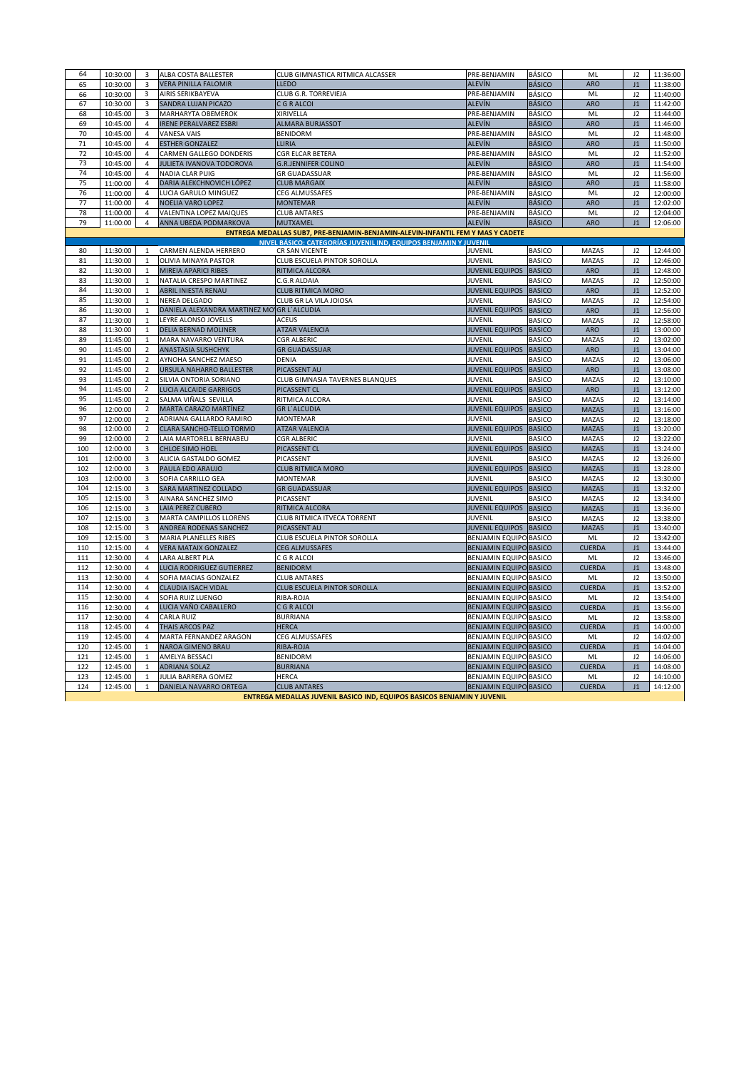| | | | | | | | | | |
|---|---|---|---|---|---|---|---|---|---|
| 64 | 10:30:00 | 3 | ALBA COSTA BALLESTER | CLUB GIMNASTICA RITMICA ALCASSER | PRE-BENJAMIN | BÁSICO | ML | J2 | 11:36:00 |
| 65 | 10:30:00 | 3 | VERA PINILLA FALOMIR | LLEDO | ALEVÍN | BÁSICO | ARO | J1 | 11:38:00 |
| 66 | 10:30:00 | 3 | AIRIS SERIKBAYEVA | CLUB G.R. TORREVIEJA | PRE-BENJAMIN | BÁSICO | ML | J2 | 11:40:00 |
| 67 | 10:30:00 | 3 | SANDRA LUJAN PICAZO | C G R ALCOI | ALEVÍN | BÁSICO | ARO | J1 | 11:42:00 |
| 68 | 10:45:00 | 3 | MARHARYTA OBEMEROK | XIRIVELLA | PRE-BENJAMIN | BÁSICO | ML | J2 | 11:44:00 |
| 69 | 10:45:00 | 4 | IRENE PERALVAREZ ESBRI | ALMARA BURJASSOT | ALEVÍN | BÁSICO | ARO | J1 | 11:46:00 |
| 70 | 10:45:00 | 4 | VANESA VAIS | BENIDORM | PRE-BENJAMIN | BÁSICO | ML | J2 | 11:48:00 |
| 71 | 10:45:00 | 4 | ESTHER GONZALEZ | LLIRIA | ALEVÍN | BÁSICO | ARO | J1 | 11:50:00 |
| 72 | 10:45:00 | 4 | CARMEN GALLEGO DONDERIS | CGR ELCAR BETERA | PRE-BENJAMIN | BÁSICO | ML | J2 | 11:52:00 |
| 73 | 10:45:00 | 4 | JULIETA IVANOVA TODOROVA | G.R.JENNIFER COLINO | ALEVÍN | BÁSICO | ARO | J1 | 11:54:00 |
| 74 | 10:45:00 | 4 | NADIA CLAR PUIG | GR GUADASSUAR | PRE-BENJAMIN | BÁSICO | ML | J2 | 11:56:00 |
| 75 | 11:00:00 | 4 | DARIA ALEKCHNOVICH LÓPEZ | CLUB MARGAIX | ALEVÍN | BÁSICO | ARO | J1 | 11:58:00 |
| 76 | 11:00:00 | 4 | LUCIA GARULO MINGUEZ | CEG ALMUSSAFES | PRE-BENJAMIN | BÁSICO | ML | J2 | 12:00:00 |
| 77 | 11:00:00 | 4 | NOELIA VARO LOPEZ | MONTEMAR | ALEVÍN | BÁSICO | ARO | J1 | 12:02:00 |
| 78 | 11:00:00 | 4 | VALENTINA LOPEZ MAIQUES | CLUB ANTARES | PRE-BENJAMIN | BÁSICO | ML | J2 | 12:04:00 |
| 79 | 11:00:00 | 4 | ANNA UBEDA PODMARKOVA | MUTXAMEL | ALEVÍN | BÁSICO | ARO | J1 | 12:06:00 |
| **ENTREGA MEDALLAS SUB7, PRE-BENJAMIN-BENJAMIN-ALEVIN-INFANTIL FEM Y MAS Y CADETE** | | | | | | | | | |
| **NIVEL BÁSICO: CATEGORÍAS JUVENIL IND, EQUIPOS BENJAMIN Y JUVENIL** | | | | | | | | | |
| 80 | 11:30:00 | 1 | CARMEN ALENDA HERRERO | CR SAN VICENTE | JUVENIL | BASICO | MAZAS | J2 | 12:44:00 |
| 81 | 11:30:00 | 1 | OLIVIA MINAYA PASTOR | CLUB ESCUELA PINTOR SOROLLA | JUVENIL | BASICO | MAZAS | J2 | 12:46:00 |
| 82 | 11:30:00 | 1 | MIREIA APARICI RIBES | RITMICA ALCORA | JUVENIL EQUIPOS | BASICO | ARO | J1 | 12:48:00 |
| 83 | 11:30:00 | 1 | NATALIA CRESPO MARTINEZ | C.G.R ALDAIA | JUVENIL | BASICO | MAZAS | J2 | 12:50:00 |
| 84 | 11:30:00 | 1 | ABRIL INIESTA RENAU | CLUB RITMICA MORO | JUVENIL EQUIPOS | BASICO | ARO | J1 | 12:52:00 |
| 85 | 11:30:00 | 1 | NEREA DELGADO | CLUB GR LA VILA JOIOSA | JUVENIL | BASICO | MAZAS | J2 | 12:54:00 |
| 86 | 11:30:00 | 1 | DANIELA ALEXANDRA MARTINEZ MO | GR L´ALCUDIA | JUVENIL EQUIPOS | BASICO | ARO | J1 | 12:56:00 |
| 87 | 11:30:00 | 1 | LEYRE ALONSO JOVELLS | ACEUS | JUVENIL | BASICO | MAZAS | J2 | 12:58:00 |
| 88 | 11:30:00 | 1 | DELIA BERNAD MOLINER | ATZAR VALENCIA | JUVENIL EQUIPOS | BASICO | ARO | J1 | 13:00:00 |
| 89 | 11:45:00 | 1 | MARA NAVARRO VENTURA | CGR ALBERIC | JUVENIL | BASICO | MAZAS | J2 | 13:02:00 |
| 90 | 11:45:00 | 2 | ANASTASIA SUSHCHYK | GR GUADASSUAR | JUVENIL EQUIPOS | BASICO | ARO | J1 | 13:04:00 |
| 91 | 11:45:00 | 2 | AYNOHA SANCHEZ MAESO | DENIA | JUVENIL | BASICO | MAZAS | J2 | 13:06:00 |
| 92 | 11:45:00 | 2 | URSULA NAHARRO BALLESTER | PICASSENT AU | JUVENIL EQUIPOS | BASICO | ARO | J1 | 13:08:00 |
| 93 | 11:45:00 | 2 | SILVIA ONTORIA SORIANO | CLUB GIMNASIA TAVERNES BLANQUES | JUVENIL | BASICO | MAZAS | J2 | 13:10:00 |
| 94 | 11:45:00 | 2 | LUCIA ALCAIDE GARRIGOS | PICASSENT CL | JUVENIL EQUIPOS | BASICO | ARO | J1 | 13:12:00 |
| 95 | 11:45:00 | 2 | SALMA VIÑALS SEVILLA | RITMICA ALCORA | JUVENIL | BASICO | MAZAS | J2 | 13:14:00 |
| 96 | 12:00:00 | 2 | MARTA CARAZO MARTÍNEZ | GR L´ALCUDIA | JUVENIL EQUIPOS | BASICO | MAZAS | J1 | 13:16:00 |
| 97 | 12:00:00 | 2 | ADRIANA GALLARDO RAMIRO | MONTEMAR | JUVENIL | BASICO | MAZAS | J2 | 13:18:00 |
| 98 | 12:00:00 | 2 | CLARA SANCHO-TELLO TORMO | ATZAR VALENCIA | JUVENIL EQUIPOS | BASICO | MAZAS | J1 | 13:20:00 |
| 99 | 12:00:00 | 2 | LAIA MARTORELL BERNABEU | CGR ALBERIC | JUVENIL | BASICO | MAZAS | J2 | 13:22:00 |
| 100 | 12:00:00 | 3 | CHLOE SIMO HOEL | PICASSENT CL | JUVENIL EQUIPOS | BASICO | MAZAS | J1 | 13:24:00 |
| 101 | 12:00:00 | 3 | ALICIA GASTALDO GOMEZ | PICASSENT | JUVENIL | BASICO | MAZAS | J2 | 13:26:00 |
| 102 | 12:00:00 | 3 | PAULA EDO ARAUJO | CLUB RITMICA MORO | JUVENIL EQUIPOS | BASICO | MAZAS | J1 | 13:28:00 |
| 103 | 12:00:00 | 3 | SOFIA CARRILLO GEA | MONTEMAR | JUVENIL | BASICO | MAZAS | J2 | 13:30:00 |
| 104 | 12:15:00 | 3 | SARA MARTINEZ COLLADO | GR GUADASSUAR | JUVENIL EQUIPOS | BASICO | MAZAS | J1 | 13:32:00 |
| 105 | 12:15:00 | 3 | AINARA SANCHEZ SIMO | PICASSENT | JUVENIL | BASICO | MAZAS | J2 | 13:34:00 |
| 106 | 12:15:00 | 3 | LAIA PEREZ CUBERO | RITMICA ALCORA | JUVENIL EQUIPOS | BASICO | MAZAS | J1 | 13:36:00 |
| 107 | 12:15:00 | 3 | MARTA CAMPILLOS LLORENS | CLUB RITMICA ITVECA TORRENT | JUVENIL | BASICO | MAZAS | J2 | 13:38:00 |
| 108 | 12:15:00 | 3 | ANDREA RODENAS SANCHEZ | PICASSENT AU | JUVENIL EQUIPOS | BASICO | MAZAS | J1 | 13:40:00 |
| 109 | 12:15:00 | 3 | MARIA PLANELLES RIBES | CLUB ESCUELA PINTOR SOROLLA | BENJAMIN EQUIPO | BASICO | ML | J2 | 13:42:00 |
| 110 | 12:15:00 | 4 | VERA MATAIX GONZALEZ | CEG ALMUSSAFES | BENJAMIN EQUIPO | BASICO | CUERDA | J1 | 13:44:00 |
| 111 | 12:30:00 | 4 | LARA ALBERT PLA | C G R ALCOI | BENJAMIN EQUIPO | BASICO | ML | J2 | 13:46:00 |
| 112 | 12:30:00 | 4 | LUCIA RODRIGUEZ GUTIERREZ | BENIDORM | BENJAMIN EQUIPO | BASICO | CUERDA | J1 | 13:48:00 |
| 113 | 12:30:00 | 4 | SOFIA MACIAS GONZALEZ | CLUB ANTARES | BENJAMIN EQUIPO | BASICO | ML | J2 | 13:50:00 |
| 114 | 12:30:00 | 4 | CLAUDIA ISACH VIDAL | CLUB ESCUELA PINTOR SOROLLA | BENJAMIN EQUIPO | BASICO | CUERDA | J1 | 13:52:00 |
| 115 | 12:30:00 | 4 | SOFIA RUIZ LUENGO | RIBA-ROJA | BENJAMIN EQUIPO | BASICO | ML | J2 | 13:54:00 |
| 116 | 12:30:00 | 4 | LUCIA VAÑO CABALLERO | C G R ALCOI | BENJAMIN EQUIPO | BASICO | CUERDA | J1 | 13:56:00 |
| 117 | 12:30:00 | 4 | CARLA RUIZ | BURRIANA | BENJAMIN EQUIPO | BASICO | ML | J2 | 13:58:00 |
| 118 | 12:45:00 | 4 | THAIS ARCOS PAZ | HERCA | BENJAMIN EQUIPO | BASICO | CUERDA | J1 | 14:00:00 |
| 119 | 12:45:00 | 4 | MARTA FERNANDEZ ARAGON | CEG ALMUSSAFES | BENJAMIN EQUIPO | BASICO | ML | J2 | 14:02:00 |
| 120 | 12:45:00 | 1 | NAROA GIMENO BRAU | RIBA-ROJA | BENJAMIN EQUIPO | BASICO | CUERDA | J1 | 14:04:00 |
| 121 | 12:45:00 | 1 | AMELYA BESSACI | BENIDORM | BENJAMIN EQUIPO | BASICO | ML | J2 | 14:06:00 |
| 122 | 12:45:00 | 1 | ADRIANA SOLAZ | BURRIANA | BENJAMIN EQUIPO | BASICO | CUERDA | J1 | 14:08:00 |
| 123 | 12:45:00 | 1 | JULIA BARRERA GOMEZ | HERCA | BENJAMIN EQUIPO | BASICO | ML | J2 | 14:10:00 |
| 124 | 12:45:00 | 1 | DANIELA NAVARRO ORTEGA | CLUB ANTARES | BENJAMIN EQUIPO | BASICO | CUERDA | J1 | 14:12:00 |
| **ENTREGA MEDALLAS JUVENIL BASICO IND, EQUIPOS BASICOS BENJAMIN Y JUVENIL** | | | | | | | | | |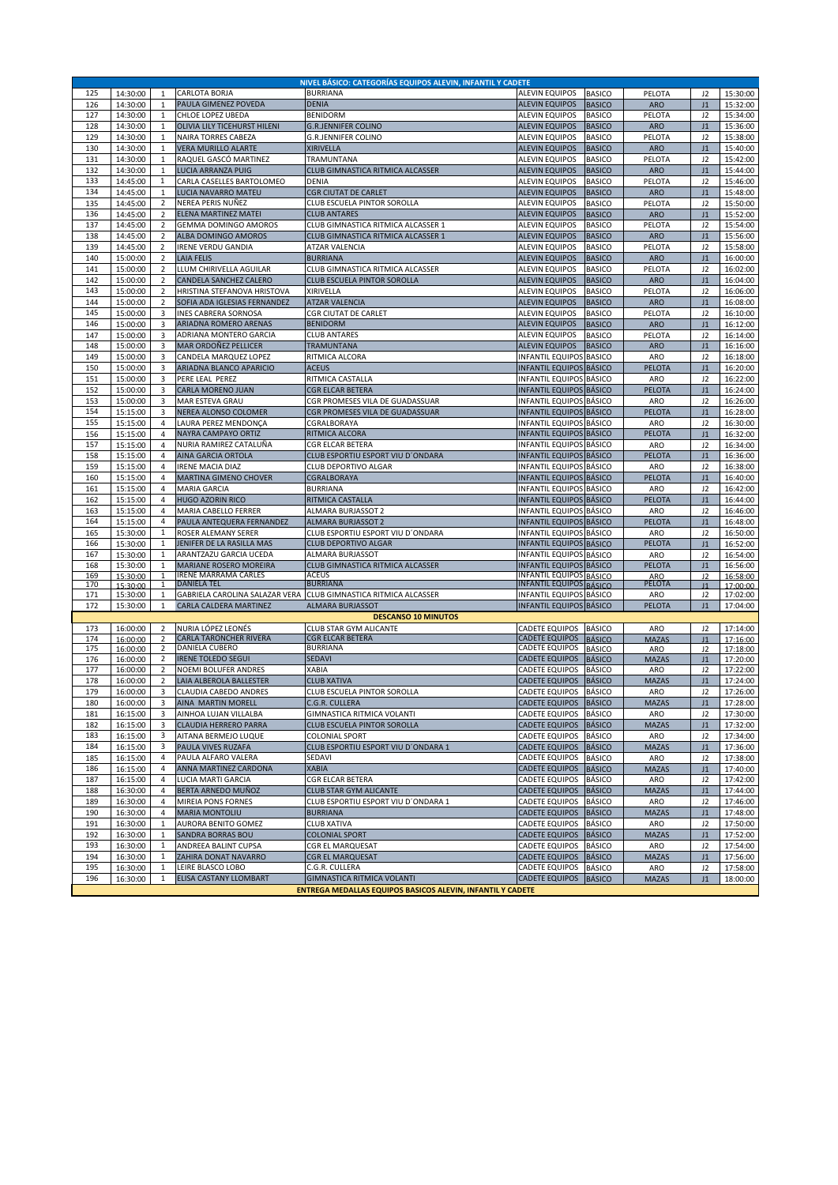| NIVEL BÁSICO: CATEGORÍAS EQUIPOS ALEVIN, INFANTIL Y CADETE | | | | | | | | | | |
|---|---|---|---|---|---|---|---|---|---|---|
| 125 | 14:30:00 | 1 | CARLOTA BORJA | BURRIANA | ALEVIN EQUIPOS | BASICO | PELOTA | J2 | 15:30:00 |
| 126 | 14:30:00 | 1 | PAULA GIMENEZ POVEDA | DENIA | ALEVIN EQUIPOS | BASICO | ARO | J1 | 15:32:00 |
| 127 | 14:30:00 | 1 | CHLOE LOPEZ UBEDA | BENIDORM | ALEVIN EQUIPOS | BASICO | PELOTA | J2 | 15:34:00 |
| 128 | 14:30:00 | 1 | OLIVIA LILY TICEHURST HILENI | G.R.JENNIFER COLINO | ALEVIN EQUIPOS | BASICO | ARO | J1 | 15:36:00 |
| 129 | 14:30:00 | 1 | NAIRA TORRES CABEZA | G.R.JENNIFER COLINO | ALEVIN EQUIPOS | BASICO | PELOTA | J2 | 15:38:00 |
| 130 | 14:30:00 | 1 | VERA MURILLO ALARTE | XIRIVELLA | ALEVIN EQUIPOS | BASICO | ARO | J1 | 15:40:00 |
| 131 | 14:30:00 | 1 | RAQUEL GASCÓ MARTINEZ | TRAMUNTANA | ALEVIN EQUIPOS | BASICO | PELOTA | J2 | 15:42:00 |
| 132 | 14:30:00 | 1 | LUCIA ARRANZA PUIG | CLUB GIMNASTICA RITMICA ALCASSER | ALEVIN EQUIPOS | BASICO | ARO | J1 | 15:44:00 |
| 133 | 14:45:00 | 1 | CARLA CASELLES BARTOLOMEO | DENIA | ALEVIN EQUIPOS | BASICO | PELOTA | J2 | 15:46:00 |
| 134 | 14:45:00 | 1 | LUCIA NAVARRO MATEU | CGR CIUTAT DE CARLET | ALEVIN EQUIPOS | BASICO | ARO | J1 | 15:48:00 |
| 135 | 14:45:00 | 2 | NEREA PERIS NUÑEZ | CLUB ESCUELA PINTOR SOROLLA | ALEVIN EQUIPOS | BASICO | PELOTA | J2 | 15:50:00 |
| 136 | 14:45:00 | 2 | ELENA MARTINEZ MATEI | CLUB ANTARES | ALEVIN EQUIPOS | BASICO | ARO | J1 | 15:52:00 |
| 137 | 14:45:00 | 2 | GEMMA DOMINGO AMOROS | CLUB GIMNASTICA RITMICA ALCASSER 1 | ALEVIN EQUIPOS | BASICO | PELOTA | J2 | 15:54:00 |
| 138 | 14:45:00 | 2 | ALBA DOMINGO AMOROS | CLUB GIMNASTICA RITMICA ALCASSER 1 | ALEVIN EQUIPOS | BASICO | ARO | J1 | 15:56:00 |
| 139 | 14:45:00 | 2 | IRENE VERDU GANDIA | ATZAR VALENCIA | ALEVIN EQUIPOS | BASICO | PELOTA | J2 | 15:58:00 |
| 140 | 15:00:00 | 2 | LAIA FELIS | BURRIANA | ALEVIN EQUIPOS | BASICO | ARO | J1 | 16:00:00 |
| 141 | 15:00:00 | 2 | LLUM CHIRIVELLA AGUILAR | CLUB GIMNASTICA RITMICA ALCASSER | ALEVIN EQUIPOS | BASICO | PELOTA | J2 | 16:02:00 |
| 142 | 15:00:00 | 2 | CANDELA SANCHEZ CALERO | CLUB ESCUELA PINTOR SOROLLA | ALEVIN EQUIPOS | BASICO | ARO | J1 | 16:04:00 |
| 143 | 15:00:00 | 2 | HRISTINA STEFANOVA HRISTOVA | XIRIVELLA | ALEVIN EQUIPOS | BASICO | PELOTA | J2 | 16:06:00 |
| 144 | 15:00:00 | 2 | SOFIA ADA IGLESIAS FERNANDEZ | ATZAR VALENCIA | ALEVIN EQUIPOS | BASICO | ARO | J1 | 16:08:00 |
| 145 | 15:00:00 | 3 | INES CABRERA SORNOSA | CGR CIUTAT DE CARLET | ALEVIN EQUIPOS | BASICO | PELOTA | J2 | 16:10:00 |
| 146 | 15:00:00 | 3 | ARIADNA ROMERO ARENAS | BENIDORM | ALEVIN EQUIPOS | BASICO | ARO | J1 | 16:12:00 |
| 147 | 15:00:00 | 3 | ADRIANA MONTERO GARCIA | CLUB ANTARES | ALEVIN EQUIPOS | BASICO | PELOTA | J2 | 16:14:00 |
| 148 | 15:00:00 | 3 | MAR ORDOÑEZ PELLICER | TRAMUNTANA | ALEVIN EQUIPOS | BASICO | ARO | J1 | 16:16:00 |
| 149 | 15:00:00 | 3 | CANDELA MARQUEZ LOPEZ | RITMICA ALCORA | INFANTIL EQUIPOS | BASICO | ARO | J2 | 16:18:00 |
| 150 | 15:00:00 | 3 | ARIADNA BLANCO APARICIO | ACEUS | INFANTIL EQUIPOS | BÁSICO | PELOTA | J1 | 16:20:00 |
| 151 | 15:00:00 | 3 | PERE LEAL PEREZ | RITMICA CASTALLA | INFANTIL EQUIPOS | BÁSICO | ARO | J2 | 16:22:00 |
| 152 | 15:00:00 | 3 | CARLA MORENO JUAN | CGR ELCAR BETERA | INFANTIL EQUIPOS | BÁSICO | PELOTA | J1 | 16:24:00 |
| 153 | 15:00:00 | 3 | MAR ESTEVA GRAU | CGR PROMESES VILA DE GUADASSUAR | INFANTIL EQUIPOS | BÁSICO | ARO | J2 | 16:26:00 |
| 154 | 15:15:00 | 3 | NEREA ALONSO COLOMER | CGR PROMESES VILA DE GUADASSUAR | INFANTIL EQUIPOS | BÁSICO | PELOTA | J1 | 16:28:00 |
| 155 | 15:15:00 | 4 | LAURA PEREZ MENDONÇA | CGRALBORAYA | INFANTIL EQUIPOS | BÁSICO | ARO | J2 | 16:30:00 |
| 156 | 15:15:00 | 4 | NAYRA CAMPAYO ORTIZ | RITMICA ALCORA | INFANTIL EQUIPOS | BÁSICO | PELOTA | J1 | 16:32:00 |
| 157 | 15:15:00 | 4 | NURIA RAMIREZ CATALUÑA | CGR ELCAR BETERA | INFANTIL EQUIPOS | BÁSICO | ARO | J2 | 16:34:00 |
| 158 | 15:15:00 | 4 | AINA GARCIA ORTOLA | CLUB ESPORTIU ESPORT VIU D´ONDARA | INFANTIL EQUIPOS | BÁSICO | PELOTA | J1 | 16:36:00 |
| 159 | 15:15:00 | 4 | IRENE MACIA DIAZ | CLUB DEPORTIVO ALGAR | INFANTIL EQUIPOS | BÁSICO | ARO | J2 | 16:38:00 |
| 160 | 15:15:00 | 4 | MARTINA GIMENO CHOVER | CGRALBORAYA | INFANTIL EQUIPOS | BÁSICO | PELOTA | J1 | 16:40:00 |
| 161 | 15:15:00 | 4 | MARIA GARCIA | BURRIANA | INFANTIL EQUIPOS | BÁSICO | ARO | J2 | 16:42:00 |
| 162 | 15:15:00 | 4 | HUGO AZORIN RICO | RITMICA CASTALLA | INFANTIL EQUIPOS | BÁSICO | PELOTA | J1 | 16:44:00 |
| 163 | 15:15:00 | 4 | MARIA CABELLO FERRER | ALMARA BURJASSOT 2 | INFANTIL EQUIPOS | BÁSICO | ARO | J2 | 16:46:00 |
| 164 | 15:15:00 | 4 | PAULA ANTEQUERA FERNANDEZ | ALMARA BURJASSOT 2 | INFANTIL EQUIPOS | BÁSICO | PELOTA | J1 | 16:48:00 |
| 165 | 15:30:00 | 1 | ROSER ALEMANY SERER | CLUB ESPORTIU ESPORT VIU D´ONDARA | INFANTIL EQUIPOS | BÁSICO | ARO | J2 | 16:50:00 |
| 166 | 15:30:00 | 1 | JENIFER DE LA RASILLA MAS | CLUB DEPORTIVO ALGAR | INFANTIL EQUIPOS | BÁSICO | PELOTA | J1 | 16:52:00 |
| 167 | 15:30:00 | 1 | ARANTZAZU GARCIA UCEDA | ALMARA BURJASSOT | INFANTIL EQUIPOS | BÁSICO | ARO | J2 | 16:54:00 |
| 168 | 15:30:00 | 1 | MARIANE ROSERO MOREIRA | CLUB GIMNASTICA RITMICA ALCASSER | INFANTIL EQUIPOS | BÁSICO | PELOTA | J1 | 16:56:00 |
| 169 | 15:30:00 | 1 | IRENE MARRAMA CARLES | ACEUS | INFANTIL EQUIPOS | BÁSICO | ARO | J2 | 16:58:00 |
| 170 | 15:30:00 | 1 | DANIELA TEL | BURRIANA | INFANTIL EQUIPOS | BÁSICO | PELOTA | J1 | 17:00:00 |
| 171 | 15:30:00 | 1 | GABRIELA CAROLINA SALAZAR VERA | CLUB GIMNASTICA RITMICA ALCASSER | INFANTIL EQUIPOS | BÁSICO | ARO | J2 | 17:02:00 |
| 172 | 15:30:00 | 1 | CARLA CALDERA MARTINEZ | ALMARA BURJASSOT | INFANTIL EQUIPOS | BÁSICO | PELOTA | J1 | 17:04:00 |
| DESCANSO 10 MINUTOS | | | | | | | | | |
| 173 | 16:00:00 | 2 | NURIA LÓPEZ LEONÉS | CLUB STAR GYM ALICANTE | CADETE EQUIPOS | BÁSICO | ARO | J2 | 17:14:00 |
| 174 | 16:00:00 | 2 | CARLA TARONCHER RIVERA | CGR ELCAR BETERA | CADETE EQUIPOS | BÁSICO | MAZAS | J1 | 17:16:00 |
| 175 | 16:00:00 | 2 | DANIELA CUBERO | BURRIANA | CADETE EQUIPOS | BÁSICO | ARO | J2 | 17:18:00 |
| 176 | 16:00:00 | 2 | IRENE TOLEDO SEGUI | SEDAVI | CADETE EQUIPOS | BÁSICO | MAZAS | J1 | 17:20:00 |
| 177 | 16:00:00 | 2 | NOEMI BOLUFER ANDRES | XABIA | CADETE EQUIPOS | BÁSICO | ARO | J2 | 17:22:00 |
| 178 | 16:00:00 | 2 | LAIA ALBEROLA BALLESTER | CLUB XATIVA | CADETE EQUIPOS | BÁSICO | MAZAS | J1 | 17:24:00 |
| 179 | 16:00:00 | 3 | CLAUDIA CABEDO ANDRES | CLUB ESCUELA PINTOR SOROLLA | CADETE EQUIPOS | BÁSICO | ARO | J2 | 17:26:00 |
| 180 | 16:00:00 | 3 | AINA MARTIN MORELL | C.G.R. CULLERA | CADETE EQUIPOS | BÁSICO | MAZAS | J1 | 17:28:00 |
| 181 | 16:15:00 | 3 | AINHOA LUJAN VILLALBA | GIMNASTICA RITMICA VOLANTI | CADETE EQUIPOS | BÁSICO | ARO | J2 | 17:30:00 |
| 182 | 16:15:00 | 3 | CLAUDIA HERRERO PARRA | CLUB ESCUELA PINTOR SOROLLA | CADETE EQUIPOS | BÁSICO | MAZAS | J1 | 17:32:00 |
| 183 | 16:15:00 | 3 | AITANA BERMEJO LUQUE | COLONIAL SPORT | CADETE EQUIPOS | BÁSICO | ARO | J2 | 17:34:00 |
| 184 | 16:15:00 | 3 | PAULA VIVES RUZAFA | CLUB ESPORTIU ESPORT VIU D´ONDARA 1 | CADETE EQUIPOS | BÁSICO | MAZAS | J1 | 17:36:00 |
| 185 | 16:15:00 | 4 | PAULA ALFARO VALERA | SEDAVI | CADETE EQUIPOS | BÁSICO | ARO | J2 | 17:38:00 |
| 186 | 16:15:00 | 4 | ANNA MARTINEZ CARDONA | XABIA | CADETE EQUIPOS | BÁSICO | MAZAS | J1 | 17:40:00 |
| 187 | 16:15:00 | 4 | LUCIA MARTI GARCIA | CGR ELCAR BETERA | CADETE EQUIPOS | BÁSICO | ARO | J2 | 17:42:00 |
| 188 | 16:30:00 | 4 | BERTA ARNEDO MUÑOZ | CLUB STAR GYM ALICANTE | CADETE EQUIPOS | BÁSICO | MAZAS | J1 | 17:44:00 |
| 189 | 16:30:00 | 4 | MIREIA PONS FORNES | CLUB ESPORTIU ESPORT VIU D´ONDARA 1 | CADETE EQUIPOS | BÁSICO | ARO | J2 | 17:46:00 |
| 190 | 16:30:00 | 4 | MARIA MONTOLIU | BURRIANA | CADETE EQUIPOS | BÁSICO | MAZAS | J1 | 17:48:00 |
| 191 | 16:30:00 | 1 | AURORA BENITO GOMEZ | CLUB XATIVA | CADETE EQUIPOS | BÁSICO | ARO | J2 | 17:50:00 |
| 192 | 16:30:00 | 1 | SANDRA BORRAS BOU | COLONIAL SPORT | CADETE EQUIPOS | BÁSICO | MAZAS | J1 | 17:52:00 |
| 193 | 16:30:00 | 1 | ANDREEA BALINT CUPSA | CGR EL MARQUESAT | CADETE EQUIPOS | BÁSICO | ARO | J2 | 17:54:00 |
| 194 | 16:30:00 | 1 | ZAHIRA DONAT NAVARRO | CGR EL MARQUESAT | CADETE EQUIPOS | BÁSICO | MAZAS | J1 | 17:56:00 |
| 195 | 16:30:00 | 1 | LEIRE BLASCO LOBO | C.G.R. CULLERA | CADETE EQUIPOS | BÁSICO | ARO | J2 | 17:58:00 |
| 196 | 16:30:00 | 1 | ELISA CASTANY LLOMBART | GIMNASTICA RITMICA VOLANTI | CADETE EQUIPOS | BÁSICO | MAZAS | J1 | 18:00:00 |
| ENTREGA MEDALLAS EQUIPOS BASICOS ALEVIN, INFANTIL Y CADETE | | | | | | | | | |